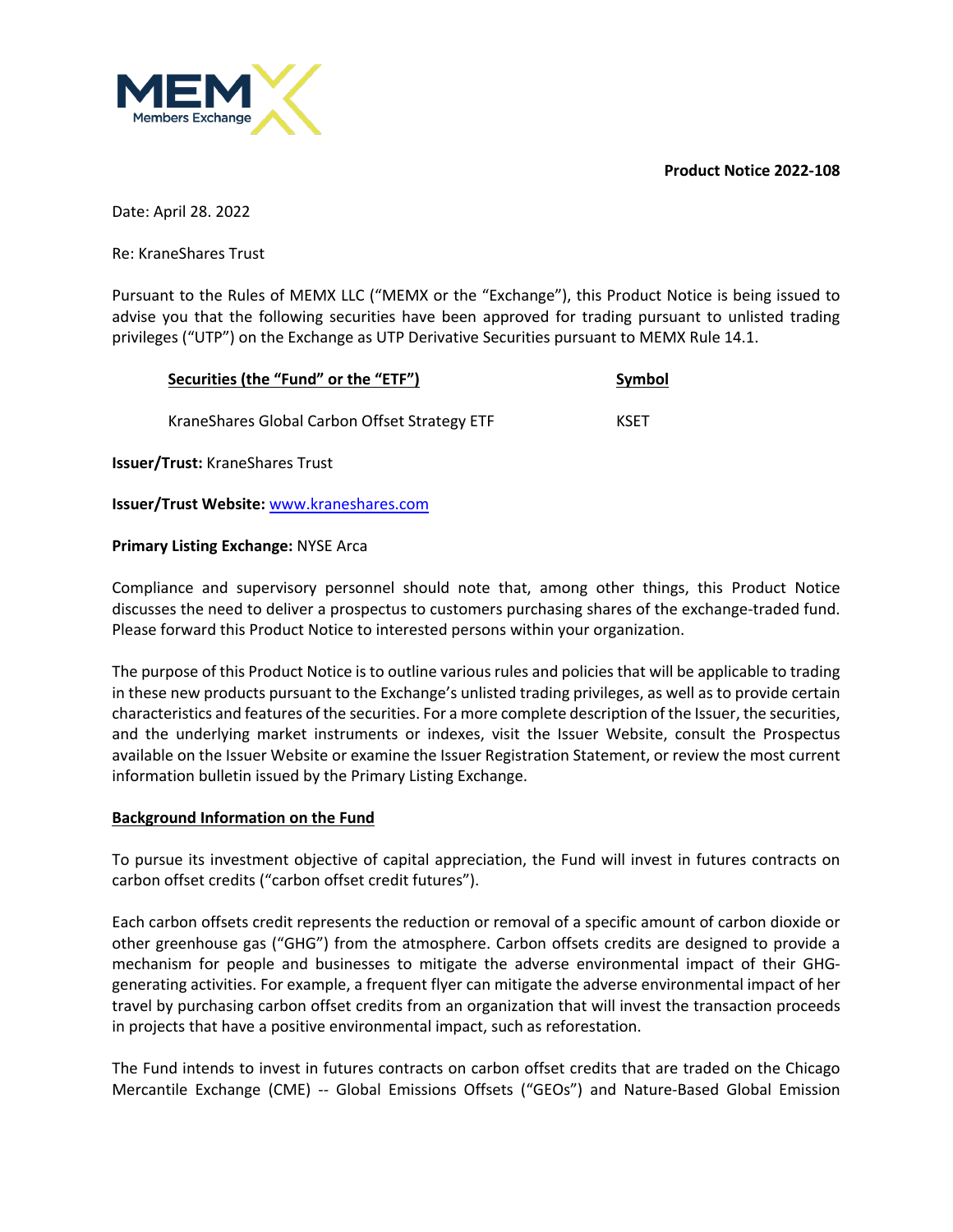**Product Notice 2022-108**

Date: April 28. 2022

Re: KraneShares Trust

Pursuant to the Rules of MEMX LLC ("MEMX or the "Exchange"), this Product Notice is being issued to advise you that the following securities have been approved for trading pursuant to unlisted trading privileges ("UTP") on the Exchange as UTP Derivative Securities pursuant to MEMX Rule 14.1.

| Securities (the "Fund" or the "ETF") | Symbol |
|---|---|
| KraneShares Global Carbon Offset Strategy ETF | KSET |

**Issuer/Trust:** KraneShares Trust

**Issuer/Trust Website:** www.kraneshares.com

**Primary Listing Exchange:** NYSE Arca

Compliance and supervisory personnel should note that, among other things, this Product Notice discusses the need to deliver a prospectus to customers purchasing shares of the exchange-traded fund. Please forward this Product Notice to interested persons within your organization.

The purpose of this Product Notice is to outline various rules and policies that will be applicable to trading in these new products pursuant to the Exchange's unlisted trading privileges, as well as to provide certain characteristics and features of the securities. For a more complete description of the Issuer, the securities, and the underlying market instruments or indexes, visit the Issuer Website, consult the Prospectus available on the Issuer Website or examine the Issuer Registration Statement, or review the most current information bulletin issued by the Primary Listing Exchange.

**Background Information on the Fund**

To pursue its investment objective of capital appreciation, the Fund will invest in futures contracts on carbon offset credits ("carbon offset credit futures").

Each carbon offsets credit represents the reduction or removal of a specific amount of carbon dioxide or other greenhouse gas ("GHG") from the atmosphere. Carbon offsets credits are designed to provide a mechanism for people and businesses to mitigate the adverse environmental impact of their GHG-generating activities. For example, a frequent flyer can mitigate the adverse environmental impact of her travel by purchasing carbon offset credits from an organization that will invest the transaction proceeds in projects that have a positive environmental impact, such as reforestation.

The Fund intends to invest in futures contracts on carbon offset credits that are traded on the Chicago Mercantile Exchange (CME) -- Global Emissions Offsets ("GEOs") and Nature-Based Global Emission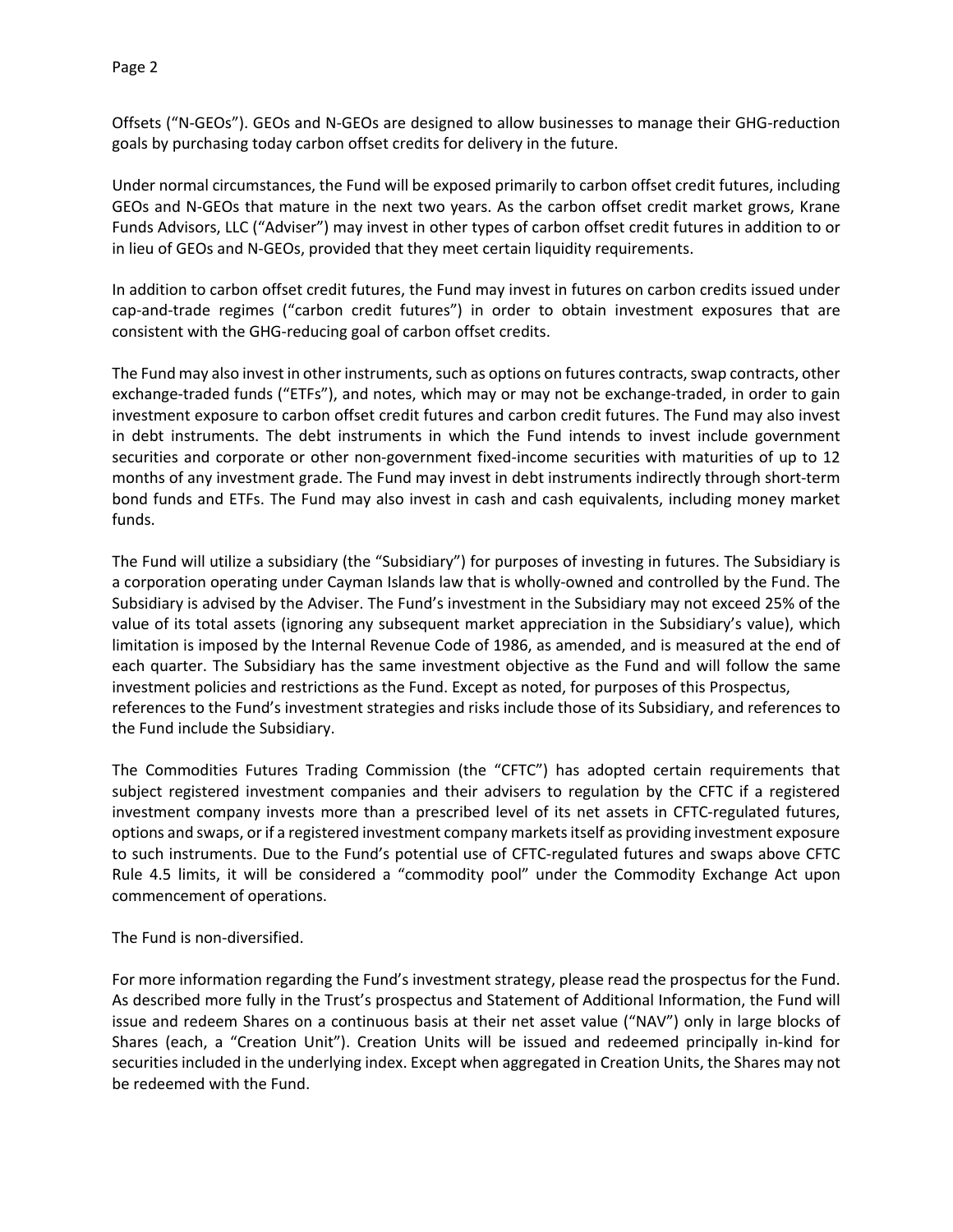Offsets ("N-GEOs"). GEOs and N-GEOs are designed to allow businesses to manage their GHG-reduction goals by purchasing today carbon offset credits for delivery in the future.

Under normal circumstances, the Fund will be exposed primarily to carbon offset credit futures, including GEOs and N-GEOs that mature in the next two years. As the carbon offset credit market grows, Krane Funds Advisors, LLC ("Adviser") may invest in other types of carbon offset credit futures in addition to or in lieu of GEOs and N-GEOs, provided that they meet certain liquidity requirements.

In addition to carbon offset credit futures, the Fund may invest in futures on carbon credits issued under cap-and-trade regimes ("carbon credit futures") in order to obtain investment exposures that are consistent with the GHG-reducing goal of carbon offset credits.

The Fund may also invest in other instruments, such as options on futures contracts, swap contracts, other exchange-traded funds ("ETFs"), and notes, which may or may not be exchange-traded, in order to gain investment exposure to carbon offset credit futures and carbon credit futures. The Fund may also invest in debt instruments. The debt instruments in which the Fund intends to invest include government securities and corporate or other non-government fixed-income securities with maturities of up to 12 months of any investment grade. The Fund may invest in debt instruments indirectly through short-term bond funds and ETFs. The Fund may also invest in cash and cash equivalents, including money market funds.

The Fund will utilize a subsidiary (the "Subsidiary") for purposes of investing in futures. The Subsidiary is a corporation operating under Cayman Islands law that is wholly-owned and controlled by the Fund. The Subsidiary is advised by the Adviser. The Fund's investment in the Subsidiary may not exceed 25% of the value of its total assets (ignoring any subsequent market appreciation in the Subsidiary's value), which limitation is imposed by the Internal Revenue Code of 1986, as amended, and is measured at the end of each quarter. The Subsidiary has the same investment objective as the Fund and will follow the same investment policies and restrictions as the Fund. Except as noted, for purposes of this Prospectus, references to the Fund's investment strategies and risks include those of its Subsidiary, and references to the Fund include the Subsidiary.

The Commodities Futures Trading Commission (the "CFTC") has adopted certain requirements that subject registered investment companies and their advisers to regulation by the CFTC if a registered investment company invests more than a prescribed level of its net assets in CFTC-regulated futures, options and swaps, or if a registered investment company markets itself as providing investment exposure to such instruments. Due to the Fund's potential use of CFTC-regulated futures and swaps above CFTC Rule 4.5 limits, it will be considered a "commodity pool" under the Commodity Exchange Act upon commencement of operations.

The Fund is non-diversified.

For more information regarding the Fund's investment strategy, please read the prospectus for the Fund. As described more fully in the Trust's prospectus and Statement of Additional Information, the Fund will issue and redeem Shares on a continuous basis at their net asset value ("NAV") only in large blocks of Shares (each, a "Creation Unit"). Creation Units will be issued and redeemed principally in-kind for securities included in the underlying index. Except when aggregated in Creation Units, the Shares may not be redeemed with the Fund.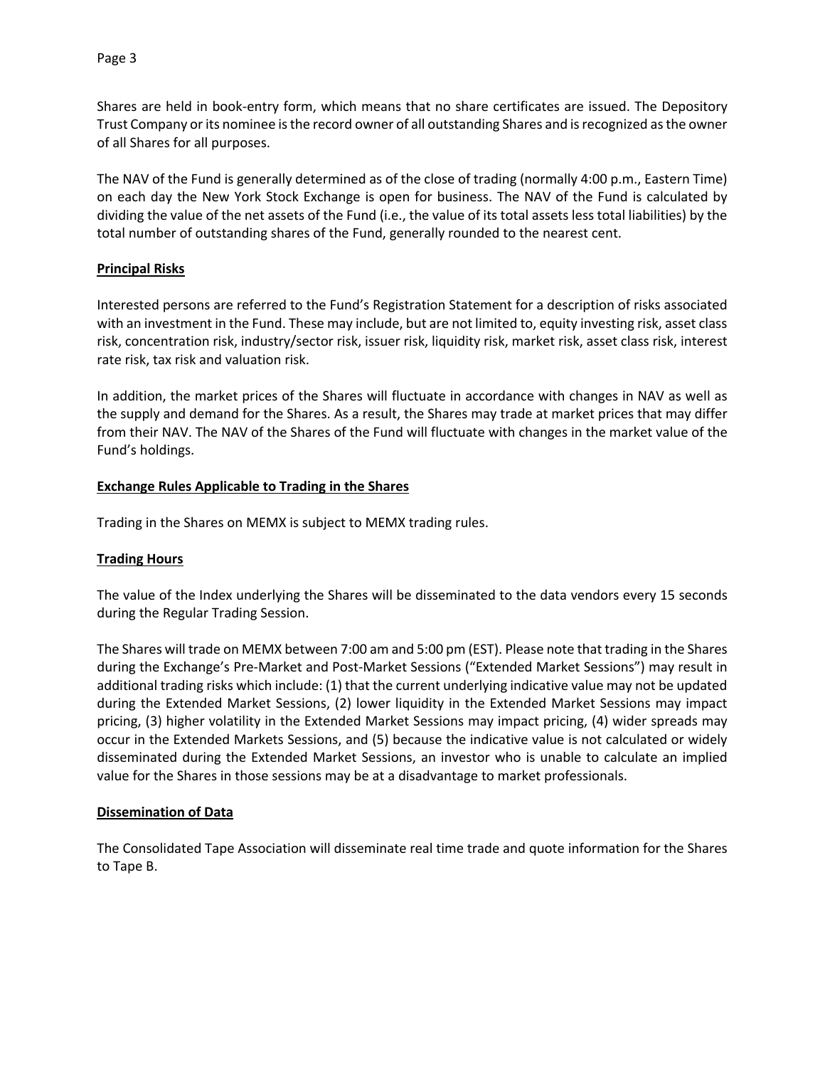Shares are held in book-entry form, which means that no share certificates are issued. The Depository Trust Company or its nominee is the record owner of all outstanding Shares and is recognized as the owner of all Shares for all purposes.

The NAV of the Fund is generally determined as of the close of trading (normally 4:00 p.m., Eastern Time) on each day the New York Stock Exchange is open for business. The NAV of the Fund is calculated by dividing the value of the net assets of the Fund (i.e., the value of its total assets less total liabilities) by the total number of outstanding shares of the Fund, generally rounded to the nearest cent.

**Principal Risks**

Interested persons are referred to the Fund's Registration Statement for a description of risks associated with an investment in the Fund. These may include, but are not limited to, equity investing risk, asset class risk, concentration risk, industry/sector risk, issuer risk, liquidity risk, market risk, asset class risk, interest rate risk, tax risk and valuation risk.

In addition, the market prices of the Shares will fluctuate in accordance with changes in NAV as well as the supply and demand for the Shares. As a result, the Shares may trade at market prices that may differ from their NAV. The NAV of the Shares of the Fund will fluctuate with changes in the market value of the Fund's holdings.

**Exchange Rules Applicable to Trading in the Shares**

Trading in the Shares on MEMX is subject to MEMX trading rules.

**Trading Hours**

The value of the Index underlying the Shares will be disseminated to the data vendors every 15 seconds during the Regular Trading Session.

The Shares will trade on MEMX between 7:00 am and 5:00 pm (EST). Please note that trading in the Shares during the Exchange's Pre-Market and Post-Market Sessions ("Extended Market Sessions") may result in additional trading risks which include: (1) that the current underlying indicative value may not be updated during the Extended Market Sessions, (2) lower liquidity in the Extended Market Sessions may impact pricing, (3) higher volatility in the Extended Market Sessions may impact pricing, (4) wider spreads may occur in the Extended Markets Sessions, and (5) because the indicative value is not calculated or widely disseminated during the Extended Market Sessions, an investor who is unable to calculate an implied value for the Shares in those sessions may be at a disadvantage to market professionals.

**Dissemination of Data**

The Consolidated Tape Association will disseminate real time trade and quote information for the Shares to Tape B.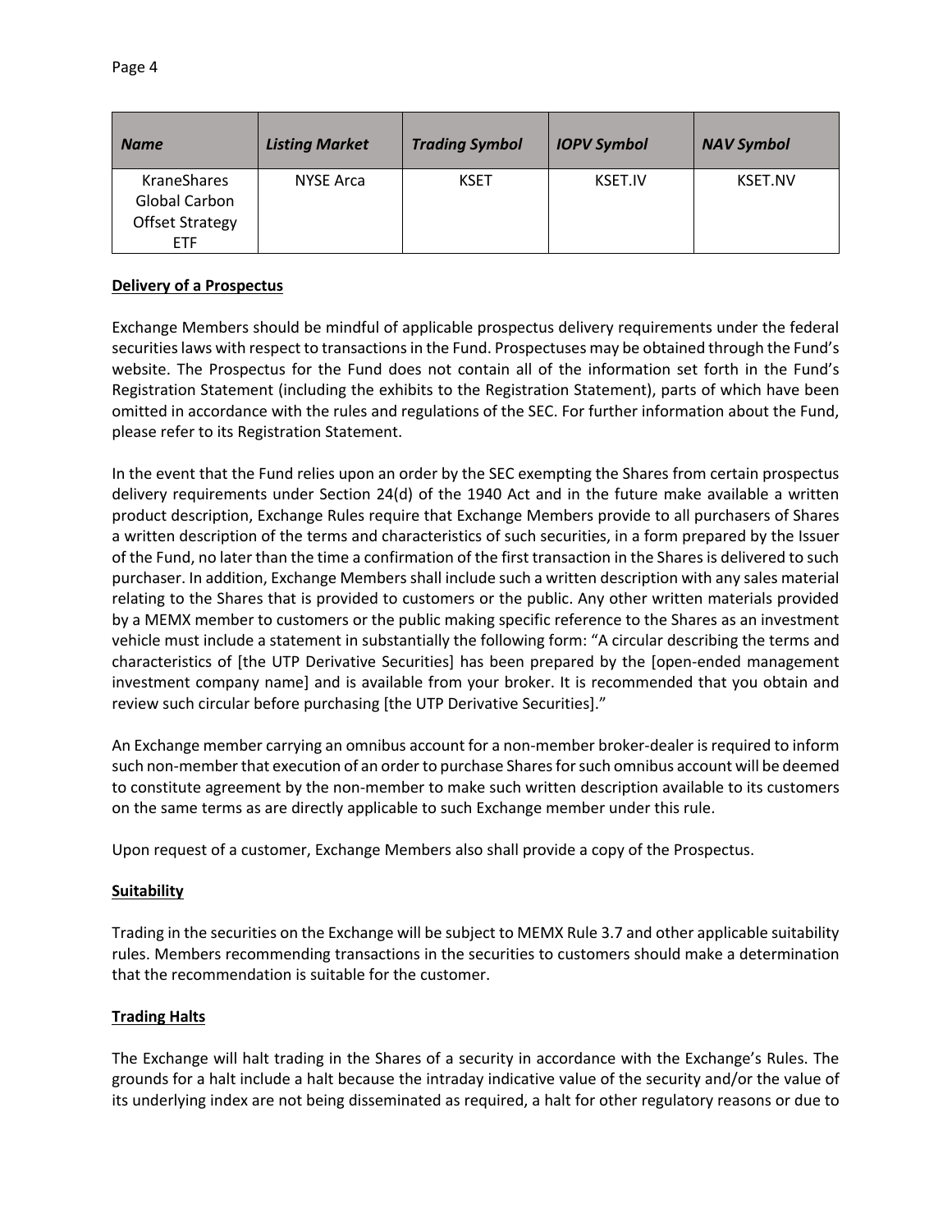| Name | Listing Market | Trading Symbol | IOPV Symbol | NAV Symbol |
|---|---|---|---|---|
| KraneShares Global Carbon Offset Strategy ETF | NYSE Arca | KSET | KSET.IV | KSET.NV |

**Delivery of a Prospectus**

Exchange Members should be mindful of applicable prospectus delivery requirements under the federal securities laws with respect to transactions in the Fund. Prospectuses may be obtained through the Fund's website. The Prospectus for the Fund does not contain all of the information set forth in the Fund's Registration Statement (including the exhibits to the Registration Statement), parts of which have been omitted in accordance with the rules and regulations of the SEC. For further information about the Fund, please refer to its Registration Statement.

In the event that the Fund relies upon an order by the SEC exempting the Shares from certain prospectus delivery requirements under Section 24(d) of the 1940 Act and in the future make available a written product description, Exchange Rules require that Exchange Members provide to all purchasers of Shares a written description of the terms and characteristics of such securities, in a form prepared by the Issuer of the Fund, no later than the time a confirmation of the first transaction in the Shares is delivered to such purchaser. In addition, Exchange Members shall include such a written description with any sales material relating to the Shares that is provided to customers or the public. Any other written materials provided by a MEMX member to customers or the public making specific reference to the Shares as an investment vehicle must include a statement in substantially the following form: "A circular describing the terms and characteristics of [the UTP Derivative Securities] has been prepared by the [open-ended management investment company name] and is available from your broker. It is recommended that you obtain and review such circular before purchasing [the UTP Derivative Securities]."

An Exchange member carrying an omnibus account for a non-member broker-dealer is required to inform such non-member that execution of an order to purchase Shares for such omnibus account will be deemed to constitute agreement by the non-member to make such written description available to its customers on the same terms as are directly applicable to such Exchange member under this rule.

Upon request of a customer, Exchange Members also shall provide a copy of the Prospectus.

**Suitability**

Trading in the securities on the Exchange will be subject to MEMX Rule 3.7 and other applicable suitability rules. Members recommending transactions in the securities to customers should make a determination that the recommendation is suitable for the customer.

**Trading Halts**

The Exchange will halt trading in the Shares of a security in accordance with the Exchange's Rules. The grounds for a halt include a halt because the intraday indicative value of the security and/or the value of its underlying index are not being disseminated as required, a halt for other regulatory reasons or due to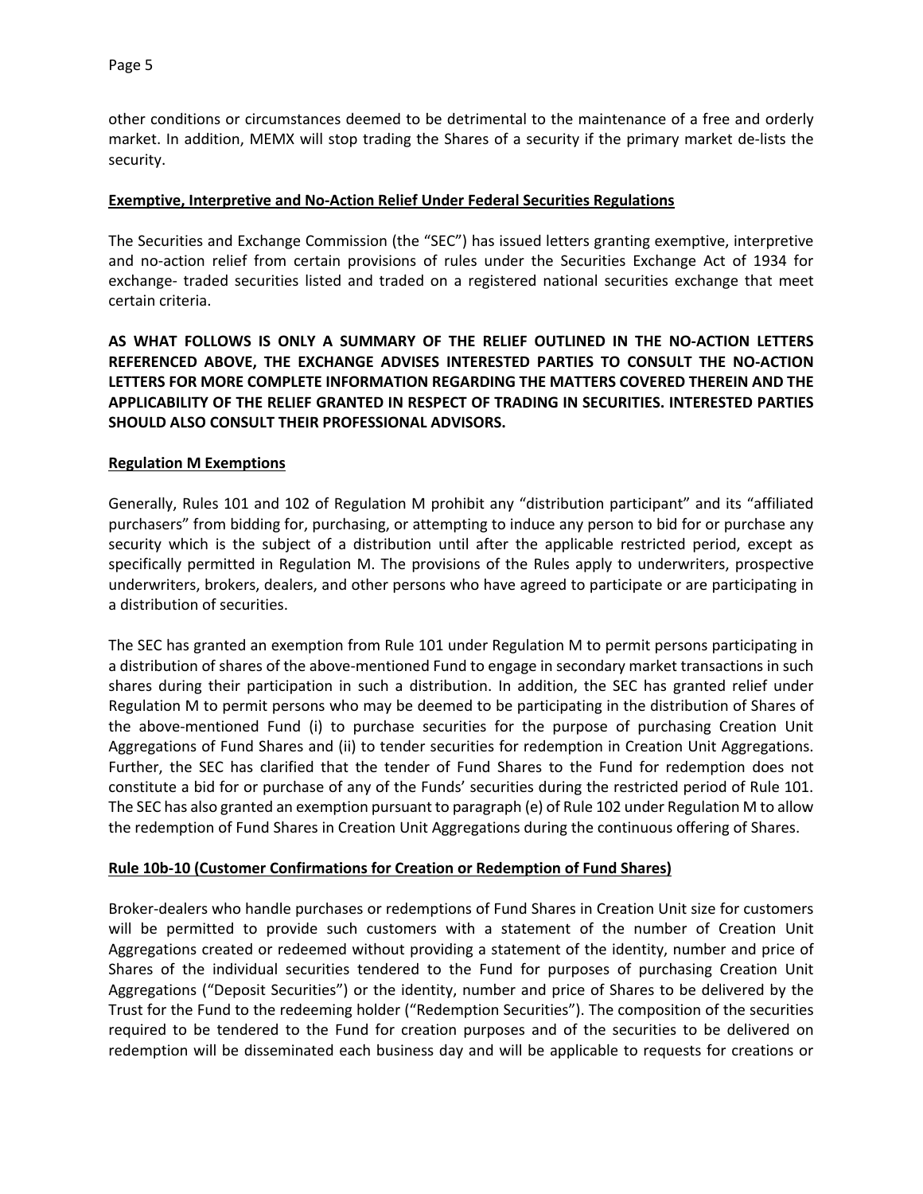other conditions or circumstances deemed to be detrimental to the maintenance of a free and orderly market. In addition, MEMX will stop trading the Shares of a security if the primary market de-lists the security.

**Exemptive, Interpretive and No-Action Relief Under Federal Securities Regulations**

The Securities and Exchange Commission (the "SEC") has issued letters granting exemptive, interpretive and no-action relief from certain provisions of rules under the Securities Exchange Act of 1934 for exchange- traded securities listed and traded on a registered national securities exchange that meet certain criteria.

**AS WHAT FOLLOWS IS ONLY A SUMMARY OF THE RELIEF OUTLINED IN THE NO-ACTION LETTERS REFERENCED ABOVE, THE EXCHANGE ADVISES INTERESTED PARTIES TO CONSULT THE NO-ACTION LETTERS FOR MORE COMPLETE INFORMATION REGARDING THE MATTERS COVERED THEREIN AND THE APPLICABILITY OF THE RELIEF GRANTED IN RESPECT OF TRADING IN SECURITIES. INTERESTED PARTIES SHOULD ALSO CONSULT THEIR PROFESSIONAL ADVISORS.**

**Regulation M Exemptions**

Generally, Rules 101 and 102 of Regulation M prohibit any "distribution participant" and its "affiliated purchasers" from bidding for, purchasing, or attempting to induce any person to bid for or purchase any security which is the subject of a distribution until after the applicable restricted period, except as specifically permitted in Regulation M. The provisions of the Rules apply to underwriters, prospective underwriters, brokers, dealers, and other persons who have agreed to participate or are participating in a distribution of securities.

The SEC has granted an exemption from Rule 101 under Regulation M to permit persons participating in a distribution of shares of the above-mentioned Fund to engage in secondary market transactions in such shares during their participation in such a distribution. In addition, the SEC has granted relief under Regulation M to permit persons who may be deemed to be participating in the distribution of Shares of the above-mentioned Fund (i) to purchase securities for the purpose of purchasing Creation Unit Aggregations of Fund Shares and (ii) to tender securities for redemption in Creation Unit Aggregations. Further, the SEC has clarified that the tender of Fund Shares to the Fund for redemption does not constitute a bid for or purchase of any of the Funds' securities during the restricted period of Rule 101. The SEC has also granted an exemption pursuant to paragraph (e) of Rule 102 under Regulation M to allow the redemption of Fund Shares in Creation Unit Aggregations during the continuous offering of Shares.

**Rule 10b-10 (Customer Confirmations for Creation or Redemption of Fund Shares)**

Broker-dealers who handle purchases or redemptions of Fund Shares in Creation Unit size for customers will be permitted to provide such customers with a statement of the number of Creation Unit Aggregations created or redeemed without providing a statement of the identity, number and price of Shares of the individual securities tendered to the Fund for purposes of purchasing Creation Unit Aggregations ("Deposit Securities") or the identity, number and price of Shares to be delivered by the Trust for the Fund to the redeeming holder ("Redemption Securities"). The composition of the securities required to be tendered to the Fund for creation purposes and of the securities to be delivered on redemption will be disseminated each business day and will be applicable to requests for creations or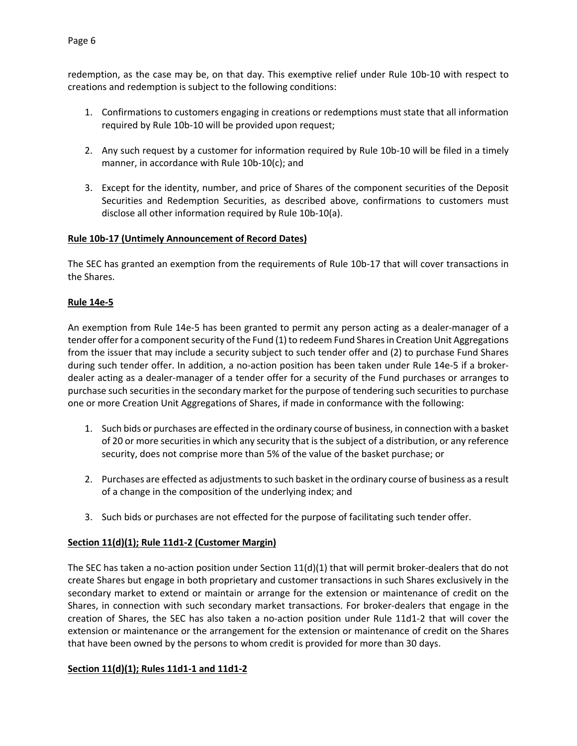redemption, as the case may be, on that day. This exemptive relief under Rule 10b-10 with respect to creations and redemption is subject to the following conditions:

1. Confirmations to customers engaging in creations or redemptions must state that all information required by Rule 10b-10 will be provided upon request;
2. Any such request by a customer for information required by Rule 10b-10 will be filed in a timely manner, in accordance with Rule 10b-10(c); and
3. Except for the identity, number, and price of Shares of the component securities of the Deposit Securities and Redemption Securities, as described above, confirmations to customers must disclose all other information required by Rule 10b-10(a).

**Rule 10b-17 (Untimely Announcement of Record Dates)**

The SEC has granted an exemption from the requirements of Rule 10b-17 that will cover transactions in the Shares.

**Rule 14e-5**

An exemption from Rule 14e-5 has been granted to permit any person acting as a dealer-manager of a tender offer for a component security of the Fund (1) to redeem Fund Shares in Creation Unit Aggregations from the issuer that may include a security subject to such tender offer and (2) to purchase Fund Shares during such tender offer. In addition, a no-action position has been taken under Rule 14e-5 if a broker-dealer acting as a dealer-manager of a tender offer for a security of the Fund purchases or arranges to purchase such securities in the secondary market for the purpose of tendering such securities to purchase one or more Creation Unit Aggregations of Shares, if made in conformance with the following:

1. Such bids or purchases are effected in the ordinary course of business, in connection with a basket of 20 or more securities in which any security that is the subject of a distribution, or any reference security, does not comprise more than 5% of the value of the basket purchase; or
2. Purchases are effected as adjustments to such basket in the ordinary course of business as a result of a change in the composition of the underlying index; and
3. Such bids or purchases are not effected for the purpose of facilitating such tender offer.

**Section 11(d)(1); Rule 11d1-2 (Customer Margin)**

The SEC has taken a no-action position under Section 11(d)(1) that will permit broker-dealers that do not create Shares but engage in both proprietary and customer transactions in such Shares exclusively in the secondary market to extend or maintain or arrange for the extension or maintenance of credit on the Shares, in connection with such secondary market transactions. For broker-dealers that engage in the creation of Shares, the SEC has also taken a no-action position under Rule 11d1-2 that will cover the extension or maintenance or the arrangement for the extension or maintenance of credit on the Shares that have been owned by the persons to whom credit is provided for more than 30 days.

**Section 11(d)(1); Rules 11d1-1 and 11d1-2**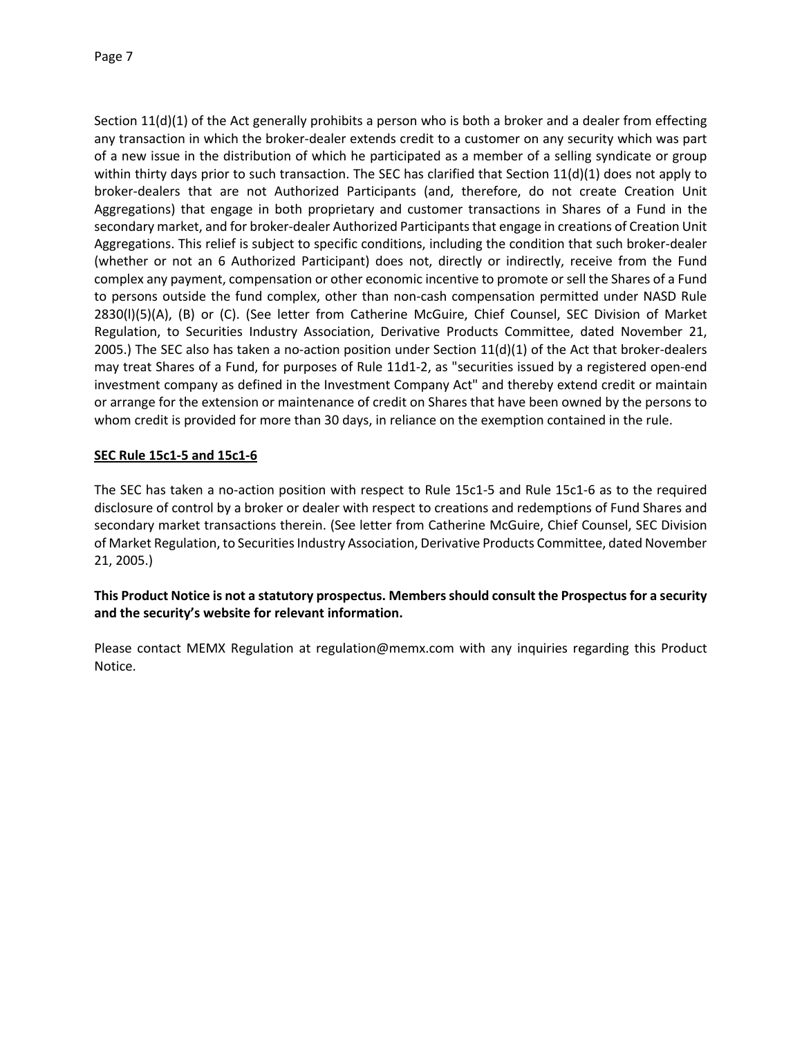Section 11(d)(1) of the Act generally prohibits a person who is both a broker and a dealer from effecting any transaction in which the broker-dealer extends credit to a customer on any security which was part of a new issue in the distribution of which he participated as a member of a selling syndicate or group within thirty days prior to such transaction. The SEC has clarified that Section 11(d)(1) does not apply to broker-dealers that are not Authorized Participants (and, therefore, do not create Creation Unit Aggregations) that engage in both proprietary and customer transactions in Shares of a Fund in the secondary market, and for broker-dealer Authorized Participants that engage in creations of Creation Unit Aggregations. This relief is subject to specific conditions, including the condition that such broker-dealer (whether or not an 6 Authorized Participant) does not, directly or indirectly, receive from the Fund complex any payment, compensation or other economic incentive to promote or sell the Shares of a Fund to persons outside the fund complex, other than non-cash compensation permitted under NASD Rule 2830(l)(5)(A), (B) or (C). (See letter from Catherine McGuire, Chief Counsel, SEC Division of Market Regulation, to Securities Industry Association, Derivative Products Committee, dated November 21, 2005.) The SEC also has taken a no-action position under Section 11(d)(1) of the Act that broker-dealers may treat Shares of a Fund, for purposes of Rule 11d1-2, as "securities issued by a registered open-end investment company as defined in the Investment Company Act" and thereby extend credit or maintain or arrange for the extension or maintenance of credit on Shares that have been owned by the persons to whom credit is provided for more than 30 days, in reliance on the exemption contained in the rule.

**SEC Rule 15c1-5 and 15c1-6**

The SEC has taken a no-action position with respect to Rule 15c1-5 and Rule 15c1-6 as to the required disclosure of control by a broker or dealer with respect to creations and redemptions of Fund Shares and secondary market transactions therein. (See letter from Catherine McGuire, Chief Counsel, SEC Division of Market Regulation, to Securities Industry Association, Derivative Products Committee, dated November 21, 2005.)

**This Product Notice is not a statutory prospectus. Members should consult the Prospectus for a security and the security's website for relevant information.**

Please contact MEMX Regulation at regulation@memx.com with any inquiries regarding this Product Notice.